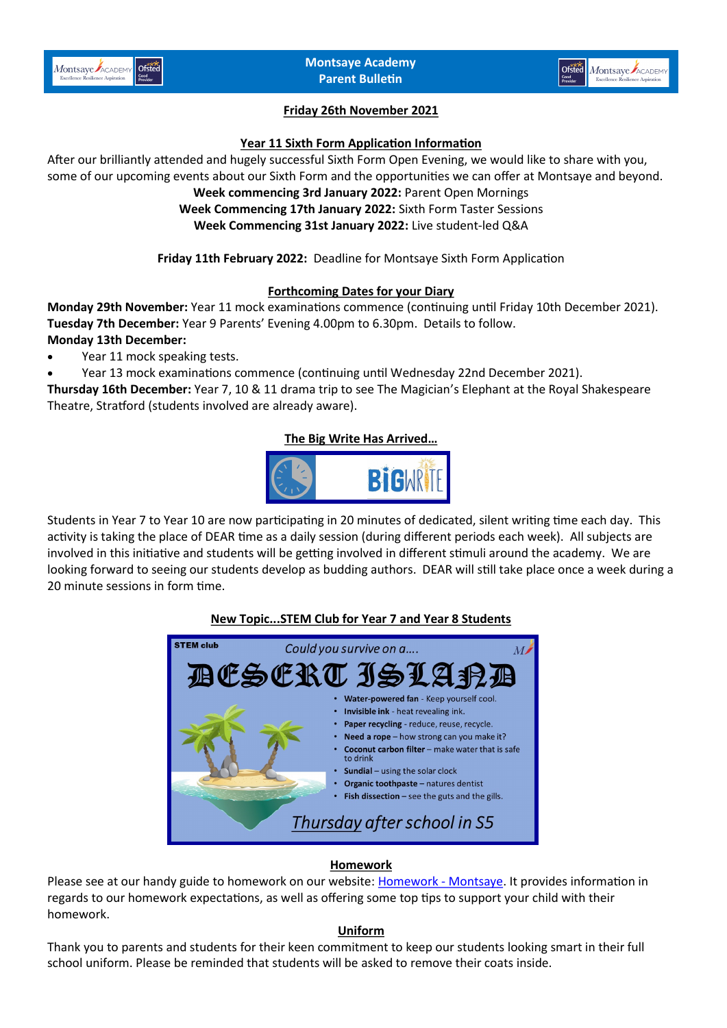# Montsaye Academy
# Parent Bulletin

**Friday 26th November 2021**

## Year 11 Sixth Form Application Information

After our brilliantly attended and hugely successful Sixth Form Open Evening, we would like to share with you, some of our upcoming events about our Sixth Form and the opportunities we can offer at Montsaye and beyond.

**Week commencing 3rd January 2022:** Parent Open Mornings
**Week Commencing 17th January 2022:** Sixth Form Taster Sessions
**Week Commencing 31st January 2022:** Live student-led Q&A

**Friday 11th February 2022:** Deadline for Montsaye Sixth Form Application

## Forthcoming Dates for your Diary

**Monday 29th November:** Year 11 mock examinations commence (continuing until Friday 10th December 2021).
**Tuesday 7th December:** Year 9 Parents' Evening 4.00pm to 6.30pm. Details to follow.
**Monday 13th December:**

- Year 11 mock speaking tests.
- Year 13 mock examinations commence (continuing until Wednesday 22nd December 2021).

**Thursday 16th December:** Year 7, 10 & 11 drama trip to see The Magician's Elephant at the Royal Shakespeare Theatre, Stratford (students involved are already aware).

## The Big Write Has Arrived…

Students in Year 7 to Year 10 are now participating in 20 minutes of dedicated, silent writing time each day. This activity is taking the place of DEAR time as a daily session (during different periods each week). All subjects are involved in this initiative and students will be getting involved in different stimuli around the academy. We are looking forward to seeing our students develop as budding authors. DEAR will still take place once a week during a 20 minute sessions in form time.

## New Topic...STEM Club for Year 7 and Year 8 Students

STEM club

*Could you survive on a….*

DESERT ISLAND

- **Water-powered fan** - Keep yourself cool.
- **Invisible ink** - heat revealing ink.
- **Paper recycling** - reduce, reuse, recycle.
- **Need a rope** – how strong can you make it?
- **Coconut carbon filter** – make water that is safe to drink
- **Sundial** – using the solar clock
- **Organic toothpaste** – natures dentist
- **Fish dissection** – see the guts and the gills.

*Thursday after school in S5*

## Homework

Please see at our handy guide to homework on our website: [Homework - Montsaye](). It provides information in regards to our homework expectations, as well as offering some top tips to support your child with their homework.

## Uniform

Thank you to parents and students for their keen commitment to keep our students looking smart in their full school uniform. Please be reminded that students will be asked to remove their coats inside.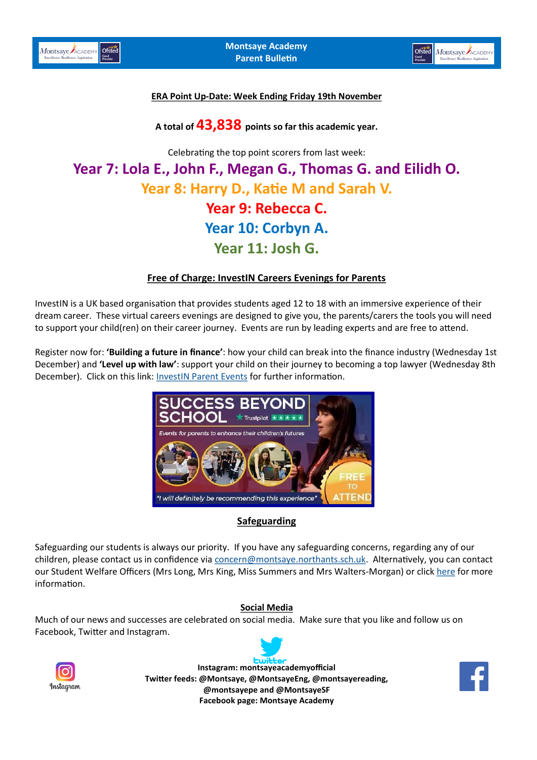## ERA Point Up-Date: Week Ending Friday 19th November

**A total of 43,838 points so far this academic year.**

Celebrating the top point scorers from last week:

**Year 7: Lola E., John F., Megan G., Thomas G. and Eilidh O.**

**Year 8: Harry D., Katie M and Sarah V.**

**Year 9: Rebecca C.**

**Year 10: Corbyn A.**

**Year 11: Josh G.**

## Free of Charge: InvestIN Careers Evenings for Parents

InvestIN is a UK based organisation that provides students aged 12 to 18 with an immersive experience of their dream career. These virtual careers evenings are designed to give you, the parents/carers the tools you will need to support your child(ren) on their career journey. Events are run by leading experts and are free to attend.

Register now for: **'Building a future in finance'**: how your child can break into the finance industry (Wednesday 1st December) and **'Level up with law'**: support your child on their journey to becoming a top lawyer (Wednesday 8th December). Click on this link: InvestIN Parent Events for further information.

SUCCESS BEYOND SCHOOL

Trustpilot

*Events for parents to enhance their children's futures*

*"I will definitely be recommending this experience"*

FREE TO ATTEND

## Safeguarding

Safeguarding our students is always our priority. If you have any safeguarding concerns, regarding any of our children, please contact us in confidence via concern@montsaye.northants.sch.uk. Alternatively, you can contact our Student Welfare Officers (Mrs Long, Mrs King, Miss Summers and Mrs Walters-Morgan) or click here for more information.

## Social Media

Much of our news and successes are celebrated on social media. Make sure that you like and follow us on Facebook, Twitter and Instagram.

**Instagram: montsayeacademyofficial**
**Twitter feeds: @Montsaye, @MontsayeEng, @montsayereading, @montsayepe and @MontsayeSF**
**Facebook page: Montsaye Academy**